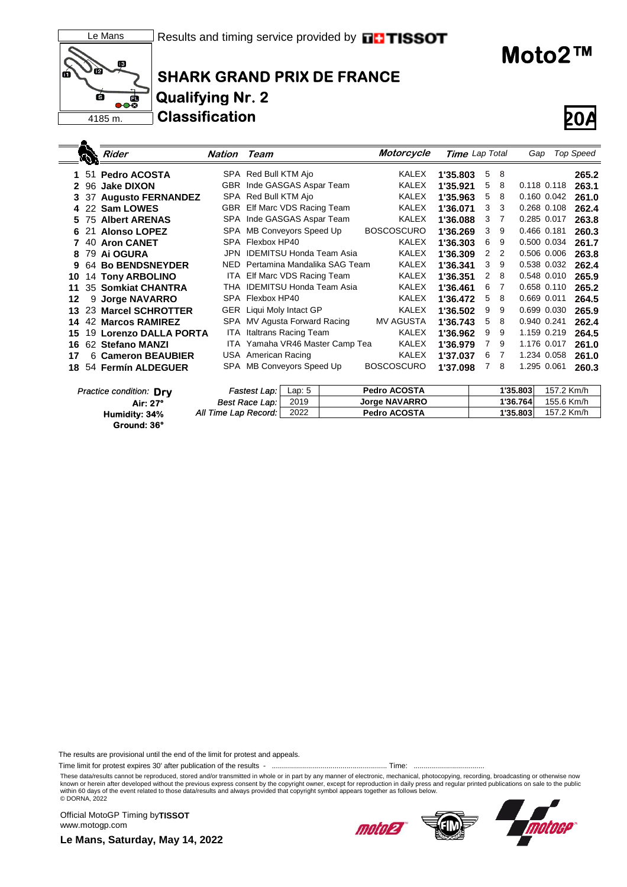Le Mans

4185 m.

Results and timing service provided by TISSOT

# Moto2™

## SHARK GRAND PRIX DE FRANCE

### Qualifying Nr. 2

### Classification

**20A**

| | | Rider | Nation | Team | Motorcycle | Time | Lap | Total | Gap | | Top Speed |
|---|---|---|---|---|---|---|---|---|---|---|---|
| 1 | 51 | **Pedro ACOSTA** | SPA | Red Bull KTM Ajo | KALEX | **1'35.803** | 5 | 8 | | | **265.2** |
| 2 | 96 | **Jake DIXON** | GBR | Inde GASGAS Aspar Team | KALEX | **1'35.921** | 5 | 8 | 0.118 | 0.118 | **263.1** |
| 3 | 37 | **Augusto FERNANDEZ** | SPA | Red Bull KTM Ajo | KALEX | **1'35.963** | 5 | 8 | 0.160 | 0.042 | **261.0** |
| 4 | 22 | **Sam LOWES** | GBR | Elf Marc VDS Racing Team | KALEX | **1'36.071** | 3 | 3 | 0.268 | 0.108 | **262.4** |
| 5 | 75 | **Albert ARENAS** | SPA | Inde GASGAS Aspar Team | KALEX | **1'36.088** | 3 | 7 | 0.285 | 0.017 | **263.8** |
| 6 | 21 | **Alonso LOPEZ** | SPA | MB Conveyors Speed Up | BOSCOSCURO | **1'36.269** | 3 | 9 | 0.466 | 0.181 | **260.3** |
| 7 | 40 | **Aron CANET** | SPA | Flexbox HP40 | KALEX | **1'36.303** | 6 | 9 | 0.500 | 0.034 | **261.7** |
| 8 | 79 | **Ai OGURA** | JPN | IDEMITSU Honda Team Asia | KALEX | **1'36.309** | 2 | 2 | 0.506 | 0.006 | **263.8** |
| 9 | 64 | **Bo BENDSNEYDER** | NED | Pertamina Mandalika SAG Team | KALEX | **1'36.341** | 3 | 9 | 0.538 | 0.032 | **262.4** |
| 10 | 14 | **Tony ARBOLINO** | ITA | Elf Marc VDS Racing Team | KALEX | **1'36.351** | 2 | 8 | 0.548 | 0.010 | **265.9** |
| 11 | 35 | **Somkiat CHANTRA** | THA | IDEMITSU Honda Team Asia | KALEX | **1'36.461** | 6 | 7 | 0.658 | 0.110 | **265.2** |
| 12 | 9 | **Jorge NAVARRO** | SPA | Flexbox HP40 | KALEX | **1'36.472** | 5 | 8 | 0.669 | 0.011 | **264.5** |
| 13 | 23 | **Marcel SCHROTTER** | GER | Liqui Moly Intact GP | KALEX | **1'36.502** | 9 | 9 | 0.699 | 0.030 | **265.9** |
| 14 | 42 | **Marcos RAMIREZ** | SPA | MV Agusta Forward Racing | MV AGUSTA | **1'36.743** | 5 | 8 | 0.940 | 0.241 | **262.4** |
| 15 | 19 | **Lorenzo DALLA PORTA** | ITA | Italtrans Racing Team | KALEX | **1'36.962** | 9 | 9 | 1.159 | 0.219 | **264.5** |
| 16 | 62 | **Stefano MANZI** | ITA | Yamaha VR46 Master Camp Tea | KALEX | **1'36.979** | 7 | 9 | 1.176 | 0.017 | **261.0** |
| 17 | 6 | **Cameron BEAUBIER** | USA | American Racing | KALEX | **1'37.037** | 6 | 7 | 1.234 | 0.058 | **261.0** |
| 18 | 54 | **Fermín ALDEGUER** | SPA | MB Conveyors Speed Up | BOSCOSCURO | **1'37.098** | 7 | 8 | 1.295 | 0.061 | **260.3** |

*Practice condition:* **Dry**
**Air: 27°**
**Humidity: 34%**
**Ground: 36°**

| | | | | |
|---|---|---|---|---|
| *Fastest Lap:* | Lap: 5 | **Pedro ACOSTA** | **1'35.803** | 157.2 Km/h |
| *Best Race Lap:* | 2019 | **Jorge NAVARRO** | **1'36.764** | 155.6 Km/h |
| *All Time Lap Record:* | 2022 | **Pedro ACOSTA** | **1'35.803** | 157.2 Km/h |

The results are provisional until the end of the limit for protest and appeals.

Time limit for protest expires 30' after publication of the results - ......................................................... Time: ...................................

These data/results cannot be reproduced, stored and/or transmitted in whole or in part by any manner of electronic, mechanical, photocopying, recording, broadcasting or otherwise now known or herein after developed without the previous express consent by the copyright owner, except for reproduction in daily press and regular printed publications on sale to the public within 60 days of the event related to those data/results and always provided that copyright symbol appears together as follows below.
© DORNA, 2022

Official MotoGP Timing by **TISSOT**
www.motogp.com

**Le Mans, Saturday, May 14, 2022**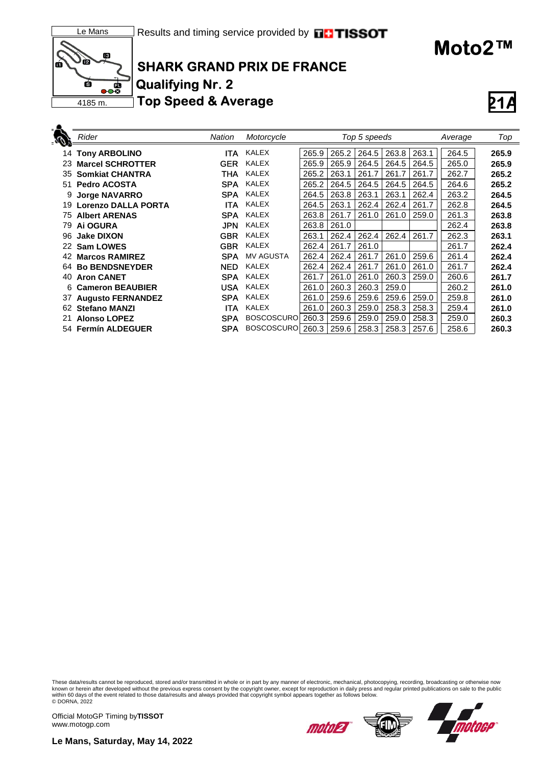Le Mans

Results and timing service provided by TISSOT

# Moto2™

## SHARK GRAND PRIX DE FRANCE

### Qualifying Nr. 2

### Top Speed & Average

4185 m.

21A

| | Rider | Nation | Motorcycle | Top 5 speeds | | | | | Average | Top |
|---|---|---|---|---|---|---|---|---|---|---|
| 14 | **Tony ARBOLINO** | **ITA** | KALEX | 265.9 | 265.2 | 264.5 | 263.8 | 263.1 | 264.5 | **265.9** |
| 23 | **Marcel SCHROTTER** | **GER** | KALEX | 265.9 | 265.9 | 264.5 | 264.5 | 264.5 | 265.0 | **265.9** |
| 35 | **Somkiat CHANTRA** | **THA** | KALEX | 265.2 | 263.1 | 261.7 | 261.7 | 261.7 | 262.7 | **265.2** |
| 51 | **Pedro ACOSTA** | **SPA** | KALEX | 265.2 | 264.5 | 264.5 | 264.5 | 264.5 | 264.6 | **265.2** |
| 9 | **Jorge NAVARRO** | **SPA** | KALEX | 264.5 | 263.8 | 263.1 | 263.1 | 262.4 | 263.2 | **264.5** |
| 19 | **Lorenzo DALLA PORTA** | **ITA** | KALEX | 264.5 | 263.1 | 262.4 | 262.4 | 261.7 | 262.8 | **264.5** |
| 75 | **Albert ARENAS** | **SPA** | KALEX | 263.8 | 261.7 | 261.0 | 261.0 | 259.0 | 261.3 | **263.8** |
| 79 | **Ai OGURA** | **JPN** | KALEX | 263.8 | 261.0 | | | | 262.4 | **263.8** |
| 96 | **Jake DIXON** | **GBR** | KALEX | 263.1 | 262.4 | 262.4 | 262.4 | 261.7 | 262.3 | **263.1** |
| 22 | **Sam LOWES** | **GBR** | KALEX | 262.4 | 261.7 | 261.0 | | | 261.7 | **262.4** |
| 42 | **Marcos RAMIREZ** | **SPA** | MV AGUSTA | 262.4 | 262.4 | 261.7 | 261.0 | 259.6 | 261.4 | **262.4** |
| 64 | **Bo BENDSNEYDER** | **NED** | KALEX | 262.4 | 262.4 | 261.7 | 261.0 | 261.0 | 261.7 | **262.4** |
| 40 | **Aron CANET** | **SPA** | KALEX | 261.7 | 261.0 | 261.0 | 260.3 | 259.0 | 260.6 | **261.7** |
| 6 | **Cameron BEAUBIER** | **USA** | KALEX | 261.0 | 260.3 | 260.3 | 259.0 | | 260.2 | **261.0** |
| 37 | **Augusto FERNANDEZ** | **SPA** | KALEX | 261.0 | 259.6 | 259.6 | 259.6 | 259.0 | 259.8 | **261.0** |
| 62 | **Stefano MANZI** | **ITA** | KALEX | 261.0 | 260.3 | 259.0 | 258.3 | 258.3 | 259.4 | **261.0** |
| 21 | **Alonso LOPEZ** | **SPA** | BOSCOSCURO | 260.3 | 259.6 | 259.0 | 259.0 | 258.3 | 259.0 | **260.3** |
| 54 | **Fermín ALDEGUER** | **SPA** | BOSCOSCURO | 260.3 | 259.6 | 258.3 | 258.3 | 257.6 | 258.6 | **260.3** |

These data/results cannot be reproduced, stored and/or transmitted in whole or in part by any manner of electronic, mechanical, photocopying, recording, broadcasting or otherwise now known or herein after developed without the previous express consent by the copyright owner, except for reproduction in daily press and regular printed publications on sale to the public within 60 days of the event related to those data/results and always provided that copyright symbol appears together as follows below.
© DORNA, 2022

Official MotoGP Timing by **TISSOT**
www.motogp.com

**Le Mans, Saturday, May 14, 2022**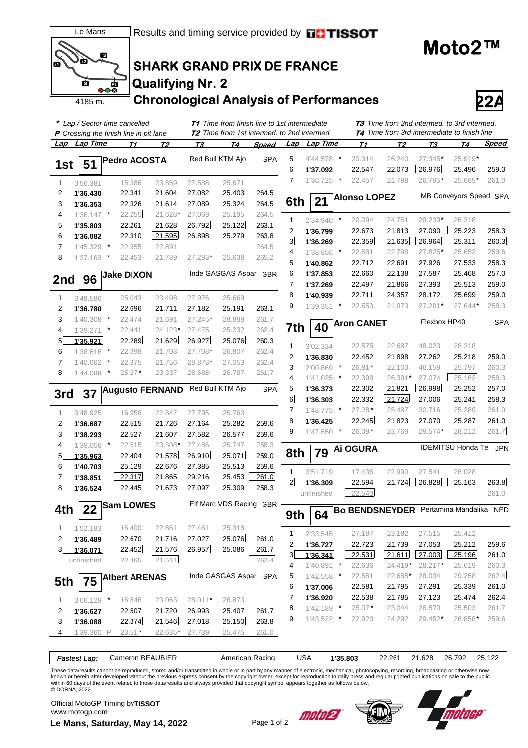Le Mans

4185 m.

Results and timing service provided by TISSOT

# Moto2™

## SHARK GRAND PRIX DE FRANCE

## Qualifying Nr. 2

## Chronological Analysis of Performances

22A

\* Lap / Sector time cancelled
P Crossing the finish line in pit lane
T1 Time from finish line to 1st intermediate
T2 Time from 1st intermed. to 2nd intermed.
T3 Time from 2nd intermed. to 3rd intermed.
T4 Time from 3rd intermediate to finish line

### 1st 51 Pedro ACOSTA — Red Bull KTM Ajo — SPA

| Lap | Lap Time | | T1 | T2 | T3 | T4 | Speed |
|---|---|---|---|---|---|---|---|
| 1 | 3'56.381 | | 15.386 | 23.859 | 27.588 | 25.671 | |
| 2 | 1'36.430 | | 22.341 | 21.604 | 27.082 | 25.403 | 264.5 |
| 3 | 1'36.353 | | 22.326 | 21.614 | 27.089 | 25.324 | 264.5 |
| 4 | 1'36.147 | * | 22.255 | 21.628* | 27.069 | 25.195 | 264.5 |
| 5 | 1'35.803 | | 22.261 | 21.628 | 26.792 | 25.122 | 263.1 |
| 6 | 1'36.082 | | 22.310 | 21.595 | 26.898 | 25.279 | 263.8 |
| 7 | 1'45.329 | * | 22.955 | 22.891 | | | 264.5 |
| 8 | 1'37.163 | * | 22.453 | 21.789 | 27.283* | 25.638 | 265.2 |

### 2nd 96 Jake DIXON — Inde GASGAS Aspar — GBR

| Lap | Lap Time | | T1 | T2 | T3 | T4 | Speed |
|---|---|---|---|---|---|---|---|
| 1 | 3'49.586 | | 25.043 | 23.498 | 27.976 | 25.669 | |
| 2 | 1'36.780 | | 22.696 | 21.711 | 27.182 | 25.191 | 263.1 |
| 3 | 1'40.308 | * | 22.474 | 21.691 | 27.245* | 28.898 | 261.7 |
| 4 | 1'39.271 | * | 22.441 | 24.123* | 27.475 | 25.232 | 262.4 |
| 5 | 1'35.921 | | 22.289 | 21.629 | 26.927 | 25.076 | 260.3 |
| 6 | 1'38.616 | * | 22.398 | 21.703 | 27.708* | 26.807 | 262.4 |
| 7 | 1'40.062 | * | 22.375 | 21.756 | 28.878* | 27.053 | 262.4 |
| 8 | 1'44.088 | * | 25.27* | 23.337 | 28.688 | 26.787 | 261.7 |

### 3rd 37 Augusto FERNAND — Red Bull KTM Ajo — SPA

| Lap | Lap Time | | T1 | T2 | T3 | T4 | Speed |
|---|---|---|---|---|---|---|---|
| 1 | 3'48.925 | | 16.956 | 22.847 | 27.795 | 25.763 | |
| 2 | 1'36.687 | | 22.515 | 21.726 | 27.164 | 25.282 | 259.6 |
| 3 | 1'38.293 | | 22.527 | 21.607 | 27.582 | 26.577 | 259.6 |
| 4 | 1'39.056 | * | 22.515 | 23.308* | 27.486 | 25.747 | 258.3 |
| 5 | 1'35.963 | | 22.404 | 21.578 | 26.910 | 25.071 | 259.0 |
| 6 | 1'40.703 | | 25.129 | 22.676 | 27.385 | 25.513 | 259.6 |
| 7 | 1'38.851 | | 22.317 | 21.865 | 29.216 | 25.453 | 261.0 |
| 8 | 1'36.524 | | 22.445 | 21.673 | 27.097 | 25.309 | 258.3 |

### 4th 22 Sam LOWES — Elf Marc VDS Racing — GBR

| Lap | Lap Time | | T1 | T2 | T3 | T4 | Speed |
|---|---|---|---|---|---|---|---|
| 1 | 1'52.183 | | 16.400 | 22.861 | 27.461 | 25.318 | |
| 2 | 1'36.489 | | 22.670 | 21.716 | 27.027 | 25.076 | 261.0 |
| 3 | 1'36.071 | | 22.452 | 21.576 | 26.957 | 25.086 | 261.7 |
| | unfinished | | 22.465 | 21.511 | | | 262.4 |

### 5th 75 Albert ARENAS — Inde GASGAS Aspar — SPA

| Lap | Lap Time | | T1 | T2 | T3 | T4 | Speed |
|---|---|---|---|---|---|---|---|
| 1 | 3'06.129 | * | 16.846 | 23.063 | 28.011* | 26.873 | |
| 2 | 1'36.627 | | 22.507 | 21.720 | 26.993 | 25.407 | 261.7 |
| 3 | 1'36.088 | | 22.374 | 21.546 | 27.018 | 25.150 | 263.8 |
| 4 | 1'39.360 | P | 23.51* | 22.635* | 27.739 | 25.475 | 261.0 |
| 5 | 4'44.578 | * | 20.314 | 26.240 | 27.345* | 25.919* | |
| 6 | 1'37.092 | | 22.547 | 22.073 | 26.976 | 25.496 | 259.0 |
| 7 | 1'36.725 | * | 22.457 | 21.788 | 26.795* | 25.685* | 261.0 |

### 6th 21 Alonso LOPEZ — MB Conveyors Speed — SPA

| Lap | Lap Time | | T1 | T2 | T3 | T4 | Speed |
|---|---|---|---|---|---|---|---|
| 1 | 2'34.940 | * | 20.094 | 24.751 | 28.239* | 26.318 | |
| 2 | 1'36.799 | | 22.673 | 21.813 | 27.090 | 25.223 | 258.3 |
| 3 | 1'36.269 | | 22.359 | 21.635 | 26.964 | 25.311 | 260.3 |
| 4 | 1'38.856 | * | 22.581 | 22.798 | 27.825* | 25.652 | 259.6 |
| 5 | 1'40.862 | | 22.712 | 22.691 | 27.926 | 27.533 | 258.3 |
| 6 | 1'37.853 | | 22.660 | 22.138 | 27.587 | 25.468 | 257.0 |
| 7 | 1'37.269 | | 22.497 | 21.866 | 27.393 | 25.513 | 259.0 |
| 8 | 1'40.939 | | 22.711 | 24.357 | 28.172 | 25.699 | 259.0 |
| 9 | 1'39.351 | * | 22.553 | 21.873 | 27.281* | 27.644* | 258.3 |

### 7th 40 Aron CANET — Flexbox HP40 — SPA

| Lap | Lap Time | | T1 | T2 | T3 | T4 | Speed |
|---|---|---|---|---|---|---|---|
| 1 | 3'02.334 | | 22.575 | 22.687 | 48.023 | 28.318 | |
| 2 | 1'36.830 | | 22.452 | 21.898 | 27.262 | 25.218 | 259.0 |
| 3 | 2'00.869 | * | 26.81* | 22.103 | 46.159 | 25.797 | 260.3 |
| 4 | 1'41.025 | * | 22.398 | 26.391* | 27.074 | 25.162 | 258.3 |
| 5 | 1'36.373 | | 22.302 | 21.821 | 26.998 | 25.252 | 257.0 |
| 6 | 1'36.303 | | 22.332 | 21.724 | 27.006 | 25.241 | 258.3 |
| 7 | 1'48.775 | * | 27.28* | 25.487 | 30.716 | 25.289 | 261.0 |
| 8 | 1'36.425 | | 22.245 | 21.823 | 27.070 | 25.287 | 261.0 |
| 9 | 1'47.650 | * | 26.09* | 23.769 | 29.574* | 28.212 | 261.7 |

### 8th 79 Ai OGURA — IDEMITSU Honda Te — JPN

| Lap | Lap Time | | T1 | T2 | T3 | T4 | Speed |
|---|---|---|---|---|---|---|---|
| 1 | 3'51.719 | | 17.436 | 22.990 | 27.541 | 26.028 | |
| 2 | 1'36.309 | | 22.594 | 21.724 | 26.828 | 25.163 | 263.8 |
| | unfinished | | 22.543 | | | | 261.0 |

### 9th 64 Bo BENDSNEYDER — Pertamina Mandalika — NED

| Lap | Lap Time | | T1 | T2 | T3 | T4 | Speed |
|---|---|---|---|---|---|---|---|
| 1 | 2'33.545 | | 27.187 | 23.182 | 27.515 | 25.412 | |
| 2 | 1'36.727 | | 22.723 | 21.739 | 27.053 | 25.212 | 259.6 |
| 3 | 1'36.341 | | 22.531 | 21.611 | 27.003 | 25.196 | 261.0 |
| 4 | 1'40.891 | * | 22.636 | 24.419* | 28.217* | 25.619 | 260.3 |
| 5 | 1'42.558 | * | 22.581 | 22.685* | 28.034 | 29.258 | 262.4 |
| 6 | 1'37.006 | | 22.581 | 21.795 | 27.291 | 25.339 | 261.0 |
| 7 | 1'36.920 | | 22.538 | 21.785 | 27.123 | 25.474 | 262.4 |
| 8 | 1'42.189 | * | 25.07* | 23.044 | 28.570 | 25.503 | 261.7 |
| 9 | 1'43.522 | * | 22.920 | 24.292 | 29.452* | 26.858* | 259.6 |

| Fastest Lap: | Cameron BEAUBIER | American Racing | USA | 1'35.803 | 22.261 | 21.628 | 26.792 | 25.122 |
|---|---|---|---|---|---|---|---|---|

These data/results cannot be reproduced, stored and/or transmitted in whole or in part by any manner of electronic, mechanical, photocopying, recording, broadcasting or otherwise now known or herein after developed without the previous express consent by the copyright owner, except for reproduction in daily press and regular printed publications on sale to the public within 60 days of the event related to those data/results and always provided that copyright symbol appears together as follows below.
© DORNA, 2022

Official MotoGP Timing by TISSOT
www.motogp.com

**Le Mans, Saturday, May 14, 2022**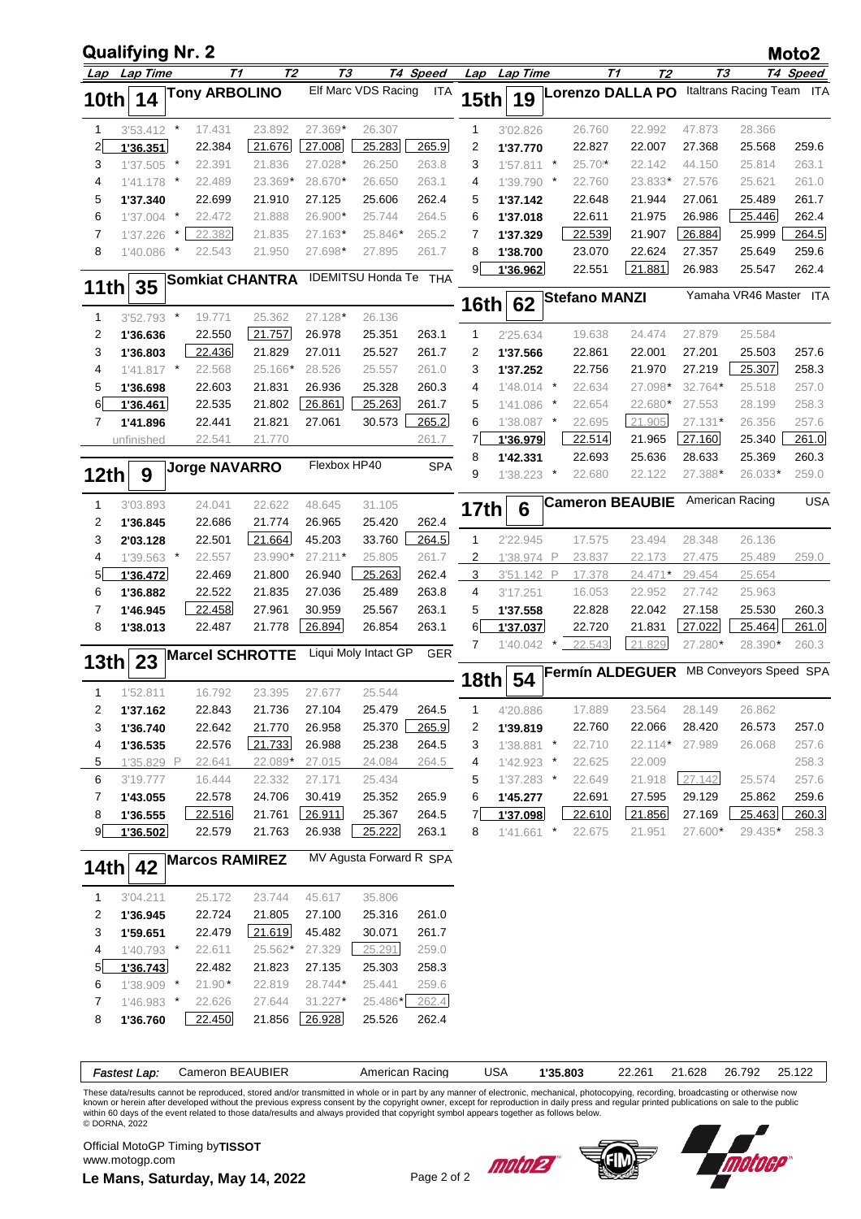## Qualifying Nr. 2 — Moto2

### 10th | 14 | Tony ARBOLINO | Elf Marc VDS Racing | ITA

| Lap | Lap Time | T1 | T2 | T3 | T4 | Speed |
|---|---|---|---|---|---|---|
| 1 | 3'53.412 * | 17.431 | 23.892 | 27.369* | 26.307 | |
| 2 | **1'36.351** | 22.384 | 21.676 | 27.008 | 25.283 | 265.9 |
| 3 | 1'37.505 * | 22.391 | 21.836 | 27.028* | 26.250 | 263.8 |
| 4 | 1'41.178 * | 22.489 | 23.369* | 28.670* | 26.650 | 263.1 |
| 5 | **1'37.340** | 22.699 | 21.910 | 27.125 | 25.606 | 262.4 |
| 6 | 1'37.004 * | 22.472 | 21.888 | 26.900* | 25.744 | 264.5 |
| 7 | 1'37.226 * | 22.382 | 21.835 | 27.163* | 25.846* | 265.2 |
| 8 | 1'40.086 * | 22.543 | 21.950 | 27.698* | 27.895 | 261.7 |

### 11th | 35 | Somkiat CHANTRA | IDEMITSU Honda Te | THA

| Lap | Lap Time | T1 | T2 | T3 | T4 | Speed |
|---|---|---|---|---|---|---|
| 1 | 3'52.793 * | 19.771 | 25.362 | 27.128* | 26.136 | |
| 2 | **1'36.636** | 22.550 | 21.757 | 26.978 | 25.351 | 263.1 |
| 3 | **1'36.803** | 22.436 | 21.829 | 27.011 | 25.527 | 261.7 |
| 4 | 1'41.817 * | 22.568 | 25.166* | 28.526 | 25.557 | 261.0 |
| 5 | **1'36.698** | 22.603 | 21.831 | 26.936 | 25.328 | 260.3 |
| 6 | **1'36.461** | 22.535 | 21.802 | 26.861 | 25.263 | 261.7 |
| 7 | **1'41.896** | 22.441 | 21.821 | 27.061 | 30.573 | 265.2 |
| | unfinished | 22.541 | 21.770 | | | 261.7 |

### 12th | 9 | Jorge NAVARRO | Flexbox HP40 | SPA

| Lap | Lap Time | T1 | T2 | T3 | T4 | Speed |
|---|---|---|---|---|---|---|
| 1 | 3'03.893 | 24.041 | 22.622 | 48.645 | 31.105 | |
| 2 | **1'36.845** | 22.686 | 21.774 | 26.965 | 25.420 | 262.4 |
| 3 | **2'03.128** | 22.501 | 21.664 | 45.203 | 33.760 | 264.5 |
| 4 | 1'39.563 * | 22.557 | 23.990* | 27.211* | 25.805 | 261.7 |
| 5 | **1'36.472** | 22.469 | 21.800 | 26.940 | 25.263 | 262.4 |
| 6 | **1'36.882** | 22.522 | 21.835 | 27.036 | 25.489 | 263.8 |
| 7 | **1'46.945** | 22.458 | 27.961 | 30.959 | 25.567 | 263.1 |
| 8 | **1'38.013** | 22.487 | 21.778 | 26.894 | 26.854 | 263.1 |

### 13th | 23 | Marcel SCHROTTER | Liqui Moly Intact GP | GER

| Lap | Lap Time | T1 | T2 | T3 | T4 | Speed |
|---|---|---|---|---|---|---|
| 1 | 1'52.811 | 16.792 | 23.395 | 27.677 | 25.544 | |
| 2 | **1'37.162** | 22.843 | 21.736 | 27.104 | 25.479 | 264.5 |
| 3 | **1'36.740** | 22.642 | 21.770 | 26.958 | 25.370 | 265.9 |
| 4 | **1'36.535** | 22.576 | 21.733 | 26.988 | 25.238 | 264.5 |
| 5 | 1'35.829 P | 22.641 | 22.089* | 27.015 | 24.084 | 264.5 |
| 6 | 3'19.777 | 16.444 | 22.332 | 27.171 | 25.434 | |
| 7 | **1'43.055** | 22.578 | 24.706 | 30.419 | 25.352 | 265.9 |
| 8 | **1'36.555** | 22.516 | 21.761 | 26.911 | 25.367 | 264.5 |
| 9 | **1'36.502** | 22.579 | 21.763 | 26.938 | 25.222 | 263.1 |

### 14th | 42 | Marcos RAMIREZ | MV Agusta Forward R | SPA

| Lap | Lap Time | T1 | T2 | T3 | T4 | Speed |
|---|---|---|---|---|---|---|
| 1 | 3'04.211 | 25.172 | 23.744 | 45.617 | 35.806 | |
| 2 | **1'36.945** | 22.724 | 21.805 | 27.100 | 25.316 | 261.0 |
| 3 | **1'59.651** | 22.479 | 21.619 | 45.482 | 30.071 | 261.7 |
| 4 | 1'40.793 * | 22.611 | 25.562* | 27.329 | 25.291 | 259.0 |
| 5 | **1'36.743** | 22.482 | 21.823 | 27.135 | 25.303 | 258.3 |
| 6 | 1'38.909 * | 21.90* | 22.819 | 28.744* | 25.441 | 259.6 |
| 7 | 1'46.983 * | 22.626 | 27.644 | 31.227* | 25.486* | 262.4 |
| 8 | **1'36.760** | 22.450 | 21.856 | 26.928 | 25.526 | 262.4 |

### 15th | 19 | Lorenzo DALLA PO | Italtrans Racing Team | ITA

| Lap | Lap Time | T1 | T2 | T3 | T4 | Speed |
|---|---|---|---|---|---|---|
| 1 | 3'02.826 | 26.760 | 22.992 | 47.873 | 28.366 | |
| 2 | **1'37.770** | 22.827 | 22.007 | 27.368 | 25.568 | 259.6 |
| 3 | 1'57.811 * | 25.70!* | 22.142 | 44.150 | 25.814 | 263.1 |
| 4 | 1'39.790 * | 22.760 | 23.833* | 27.576 | 25.621 | 261.0 |
| 5 | **1'37.142** | 22.648 | 21.944 | 27.061 | 25.489 | 261.7 |
| 6 | **1'37.018** | 22.611 | 21.975 | 26.986 | 25.446 | 262.4 |
| 7 | **1'37.329** | 22.539 | 21.907 | 26.884 | 25.999 | 264.5 |
| 8 | **1'38.700** | 23.070 | 22.624 | 27.357 | 25.649 | 259.6 |
| 9 | **1'36.962** | 22.551 | 21.881 | 26.983 | 25.547 | 262.4 |

### 16th | 62 | Stefano MANZI | Yamaha VR46 Master | ITA

| Lap | Lap Time | T1 | T2 | T3 | T4 | Speed |
|---|---|---|---|---|---|---|
| 1 | 2'25.634 | 19.638 | 24.474 | 27.879 | 25.584 | |
| 2 | **1'37.566** | 22.861 | 22.001 | 27.201 | 25.503 | 257.6 |
| 3 | **1'37.252** | 22.756 | 21.970 | 27.219 | 25.307 | 258.3 |
| 4 | 1'48.014 * | 22.634 | 27.098* | 32.764* | 25.518 | 257.0 |
| 5 | 1'41.086 * | 22.654 | 22.680* | 27.553 | 28.199 | 258.3 |
| 6 | 1'38.087 * | 22.695 | 21.905 | 27.131* | 26.356 | 257.6 |
| 7 | **1'36.979** | 22.514 | 21.965 | 27.160 | 25.340 | 261.0 |
| 8 | **1'42.331** | 22.693 | 25.636 | 28.633 | 25.369 | 260.3 |
| 9 | 1'38.223 * | 22.680 | 22.122 | 27.388* | 26.033* | 259.0 |

### 17th | 6 | Cameron BEAUBIE | American Racing | USA

| Lap | Lap Time | T1 | T2 | T3 | T4 | Speed |
|---|---|---|---|---|---|---|
| 1 | 2'22.945 | 17.575 | 23.494 | 28.348 | 26.136 | |
| 2 | 1'38.974 P | 23.837 | 22.173 | 27.475 | 25.489 | 259.0 |
| 3 | 3'51.142 P | 17.378 | 24.471* | 29.454 | 25.654 | |
| 4 | 3'17.251 | 16.053 | 22.952 | 27.742 | 25.963 | |
| 5 | **1'37.558** | 22.828 | 22.042 | 27.158 | 25.530 | 260.3 |
| 6 | **1'37.037** | 22.720 | 21.831 | 27.022 | 25.464 | 261.0 |
| 7 | 1'40.042 * | 22.543 | 21.829 | 27.280* | 28.390* | 260.3 |

### 18th | 54 | Fermín ALDEGUER | MB Conveyors Speed | SPA

| Lap | Lap Time | T1 | T2 | T3 | T4 | Speed |
|---|---|---|---|---|---|---|
| 1 | 4'20.886 | 17.889 | 23.564 | 28.149 | 26.862 | |
| 2 | **1'39.819** | 22.760 | 22.066 | 28.420 | 26.573 | 257.0 |
| 3 | 1'38.881 * | 22.710 | 22.114* | 27.989 | 26.068 | 257.6 |
| 4 | 1'42.923 * | 22.625 | 22.009 | | | 258.3 |
| 5 | 1'37.283 * | 22.649 | 21.918 | 27.142 | 25.574 | 257.6 |
| 6 | **1'45.277** | 22.691 | 27.595 | 29.129 | 25.862 | 259.6 |
| 7 | **1'37.098** | 22.610 | 21.856 | 27.169 | 25.463 | 260.3 |
| 8 | 1'41.661 * | 22.675 | 21.951 | 27.600* | 29.435* | 258.3 |

| Fastest Lap: | Cameron BEAUBIER | American Racing | USA | 1'35.803 | 22.261 | 21.628 | 26.792 | 25.122 |
|---|---|---|---|---|---|---|---|---|

These data/results cannot be reproduced, stored and/or transmitted in whole or in part by any manner of electronic, mechanical, photocopying, recording, broadcasting or otherwise now known or herein after developed without the previous express consent by the copyright owner, except for reproduction in daily press and regular printed publications on sale to the public within 60 days of the event related to those data/results and always provided that copyright symbol appears together as follows below.
© DORNA, 2022

Official MotoGP Timing by **TISSOT**
www.motogp.com

**Le Mans, Saturday, May 14, 2022**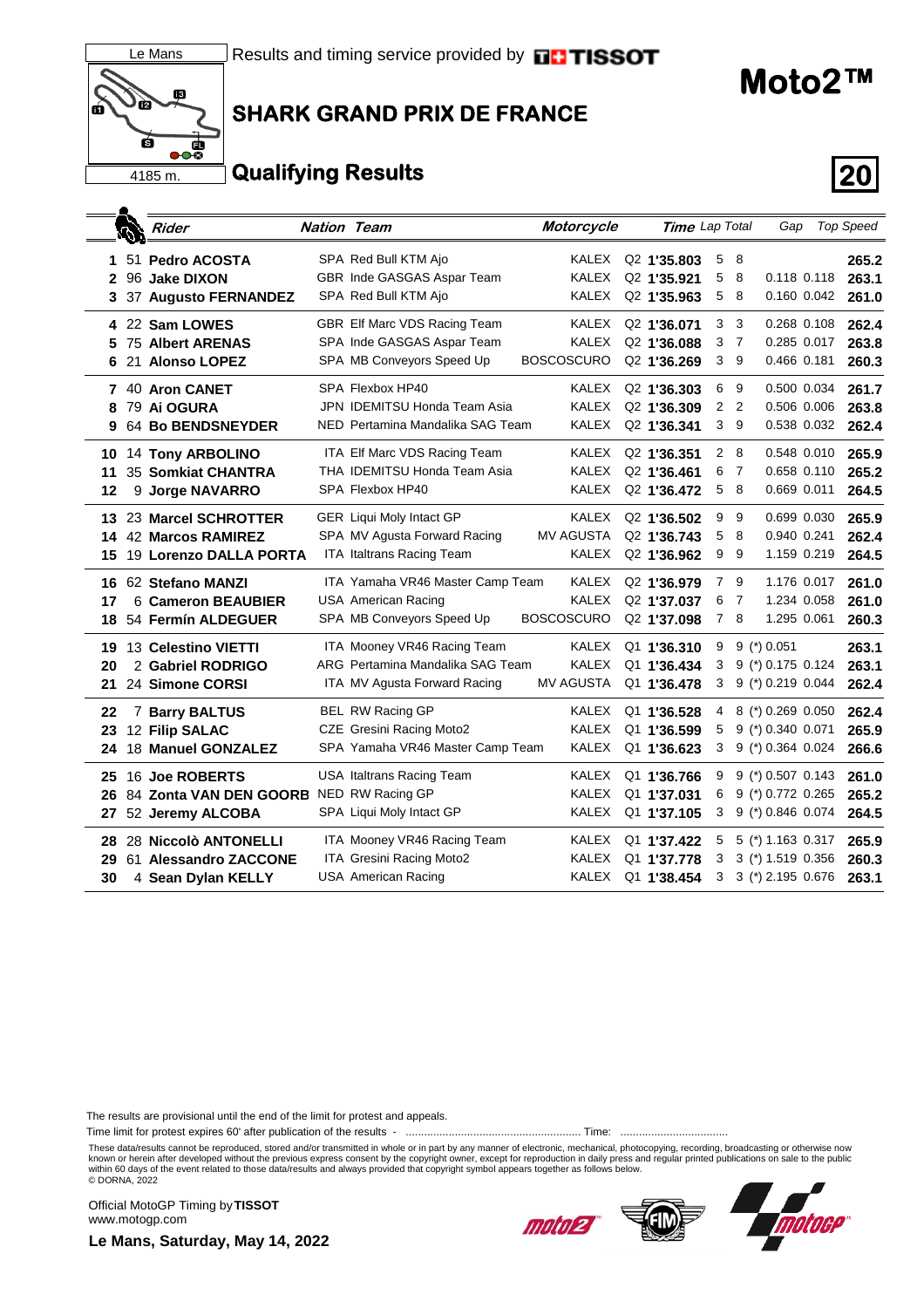Le Mans

4185 m.

Results and timing service provided by TISSOT

# Moto2™

## SHARK GRAND PRIX DE FRANCE

## Qualifying Results

| Pos | No | Rider | Nation | Team | Motorcycle | Session | Time | Lap | Total | Gap | | Top Speed |
|---|---|---|---|---|---|---|---|---|---|---|---|---|
| 1 | 51 | **Pedro ACOSTA** | SPA | Red Bull KTM Ajo | KALEX | Q2 | **1'35.803** | 5 | 8 | | | **265.2** |
| 2 | 96 | **Jake DIXON** | GBR | Inde GASGAS Aspar Team | KALEX | Q2 | **1'35.921** | 5 | 8 | 0.118 | 0.118 | **263.1** |
| 3 | 37 | **Augusto FERNANDEZ** | SPA | Red Bull KTM Ajo | KALEX | Q2 | **1'35.963** | 5 | 8 | 0.160 | 0.042 | **261.0** |
| 4 | 22 | **Sam LOWES** | GBR | Elf Marc VDS Racing Team | KALEX | Q2 | **1'36.071** | 3 | 3 | 0.268 | 0.108 | **262.4** |
| 5 | 75 | **Albert ARENAS** | SPA | Inde GASGAS Aspar Team | KALEX | Q2 | **1'36.088** | 3 | 7 | 0.285 | 0.017 | **263.8** |
| 6 | 21 | **Alonso LOPEZ** | SPA | MB Conveyors Speed Up | BOSCOSCURO | Q2 | **1'36.269** | 3 | 9 | 0.466 | 0.181 | **260.3** |
| 7 | 40 | **Aron CANET** | SPA | Flexbox HP40 | KALEX | Q2 | **1'36.303** | 6 | 9 | 0.500 | 0.034 | **261.7** |
| 8 | 79 | **Ai OGURA** | JPN | IDEMITSU Honda Team Asia | KALEX | Q2 | **1'36.309** | 2 | 2 | 0.506 | 0.006 | **263.8** |
| 9 | 64 | **Bo BENDSNEYDER** | NED | Pertamina Mandalika SAG Team | KALEX | Q2 | **1'36.341** | 3 | 9 | 0.538 | 0.032 | **262.4** |
| 10 | 14 | **Tony ARBOLINO** | ITA | Elf Marc VDS Racing Team | KALEX | Q2 | **1'36.351** | 2 | 8 | 0.548 | 0.010 | **265.9** |
| 11 | 35 | **Somkiat CHANTRA** | THA | IDEMITSU Honda Team Asia | KALEX | Q2 | **1'36.461** | 6 | 7 | 0.658 | 0.110 | **265.2** |
| 12 | 9 | **Jorge NAVARRO** | SPA | Flexbox HP40 | KALEX | Q2 | **1'36.472** | 5 | 8 | 0.669 | 0.011 | **264.5** |
| 13 | 23 | **Marcel SCHROTTER** | GER | Liqui Moly Intact GP | KALEX | Q2 | **1'36.502** | 9 | 9 | 0.699 | 0.030 | **265.9** |
| 14 | 42 | **Marcos RAMIREZ** | SPA | MV Agusta Forward Racing | MV AGUSTA | Q2 | **1'36.743** | 5 | 8 | 0.940 | 0.241 | **262.4** |
| 15 | 19 | **Lorenzo DALLA PORTA** | ITA | Italtrans Racing Team | KALEX | Q2 | **1'36.962** | 9 | 9 | 1.159 | 0.219 | **264.5** |
| 16 | 62 | **Stefano MANZI** | ITA | Yamaha VR46 Master Camp Team | KALEX | Q2 | **1'36.979** | 7 | 9 | 1.176 | 0.017 | **261.0** |
| 17 | 6 | **Cameron BEAUBIER** | USA | American Racing | KALEX | Q2 | **1'37.037** | 6 | 7 | 1.234 | 0.058 | **261.0** |
| 18 | 54 | **Fermín ALDEGUER** | SPA | MB Conveyors Speed Up | BOSCOSCURO | Q2 | **1'37.098** | 7 | 8 | 1.295 | 0.061 | **260.3** |
| 19 | 13 | **Celestino VIETTI** | ITA | Mooney VR46 Racing Team | KALEX | Q1 | **1'36.310** | 9 | 9 | (*) 0.051 | | **263.1** |
| 20 | 2 | **Gabriel RODRIGO** | ARG | Pertamina Mandalika SAG Team | KALEX | Q1 | **1'36.434** | 3 | 9 | (*) 0.175 | 0.124 | **263.1** |
| 21 | 24 | **Simone CORSI** | ITA | MV Agusta Forward Racing | MV AGUSTA | Q1 | **1'36.478** | 3 | 9 | (*) 0.219 | 0.044 | **262.4** |
| 22 | 7 | **Barry BALTUS** | BEL | RW Racing GP | KALEX | Q1 | **1'36.528** | 4 | 8 | (*) 0.269 | 0.050 | **262.4** |
| 23 | 12 | **Filip SALAC** | CZE | Gresini Racing Moto2 | KALEX | Q1 | **1'36.599** | 5 | 9 | (*) 0.340 | 0.071 | **265.9** |
| 24 | 18 | **Manuel GONZALEZ** | SPA | Yamaha VR46 Master Camp Team | KALEX | Q1 | **1'36.623** | 3 | 9 | (*) 0.364 | 0.024 | **266.6** |
| 25 | 16 | **Joe ROBERTS** | USA | Italtrans Racing Team | KALEX | Q1 | **1'36.766** | 9 | 9 | (*) 0.507 | 0.143 | **261.0** |
| 26 | 84 | **Zonta VAN DEN GOORB** | NED | RW Racing GP | KALEX | Q1 | **1'37.031** | 6 | 9 | (*) 0.772 | 0.265 | **265.2** |
| 27 | 52 | **Jeremy ALCOBA** | SPA | Liqui Moly Intact GP | KALEX | Q1 | **1'37.105** | 3 | 9 | (*) 0.846 | 0.074 | **264.5** |
| 28 | 28 | **Niccolò ANTONELLI** | ITA | Mooney VR46 Racing Team | KALEX | Q1 | **1'37.422** | 5 | 5 | (*) 1.163 | 0.317 | **265.9** |
| 29 | 61 | **Alessandro ZACCONE** | ITA | Gresini Racing Moto2 | KALEX | Q1 | **1'37.778** | 3 | 3 | (*) 1.519 | 0.356 | **260.3** |
| 30 | 4 | **Sean Dylan KELLY** | USA | American Racing | KALEX | Q1 | **1'38.454** | 3 | 3 | (*) 2.195 | 0.676 | **263.1** |

The results are provisional until the end of the limit for protest and appeals.

Time limit for protest expires 60' after publication of the results - ......................................................... Time: ..................................

These data/results cannot be reproduced, stored and/or transmitted in whole or in part by any manner of electronic, mechanical, photocopying, recording, broadcasting or otherwise now known or herein after developed without the previous express consent by the copyright owner, except for reproduction in daily press and regular printed publications on sale to the public within 60 days of the event related to those data/results and always provided that copyright symbol appears together as follows below.
© DORNA, 2022

Official MotoGP Timing by **TISSOT**
www.motogp.com

**Le Mans, Saturday, May 14, 2022**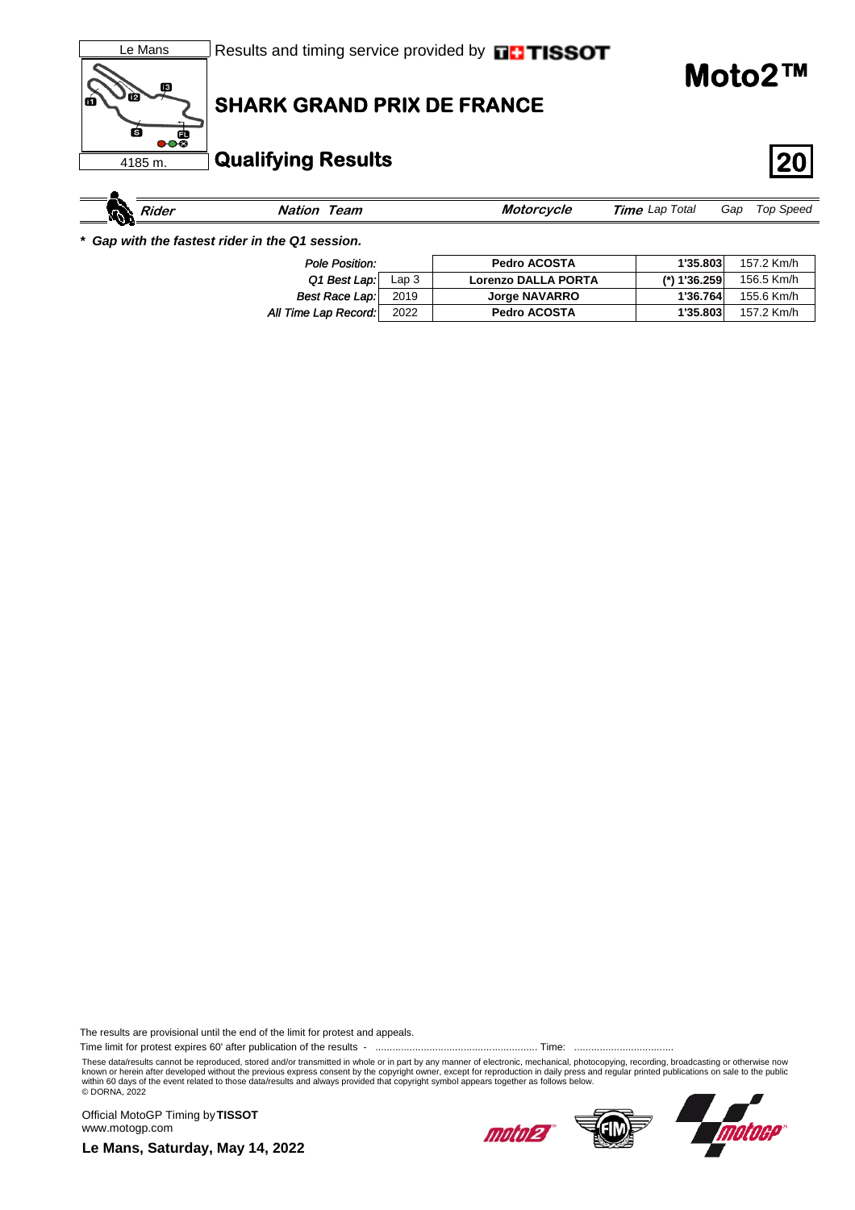Le Mans

4185 m.

Results and timing service provided by TISSOT

# Moto2™

## SHARK GRAND PRIX DE FRANCE

## Qualifying Results

| Rider | Nation Team | Motorcycle | Time Lap Total | Gap | Top Speed |
|---|---|---|---|---|---|

*** Gap with the fastest rider in the Q1 session.**

| | | | | |
|---|---|---|---|---|
| *Pole Position:* | | **Pedro ACOSTA** | **1'35.803** | 157.2 Km/h |
| *Q1 Best Lap:* | Lap 3 | **Lorenzo DALLA PORTA** | **(*) 1'36.259** | 156.5 Km/h |
| *Best Race Lap:* | 2019 | **Jorge NAVARRO** | **1'36.764** | 155.6 Km/h |
| *All Time Lap Record:* | 2022 | **Pedro ACOSTA** | **1'35.803** | 157.2 Km/h |

The results are provisional until the end of the limit for protest and appeals.

Time limit for protest expires 60' after publication of the results - ........................................................ Time: ..................................

These data/results cannot be reproduced, stored and/or transmitted in whole or in part by any manner of electronic, mechanical, photocopying, recording, broadcasting or otherwise now known or herein after developed without the previous express consent by the copyright owner, except for reproduction in daily press and regular printed publications on sale to the public within 60 days of the event related to those data/results and always provided that copyright symbol appears together as follows below.
© DORNA, 2022

Official MotoGP Timing by **TISSOT**
www.motogp.com

**Le Mans, Saturday, May 14, 2022**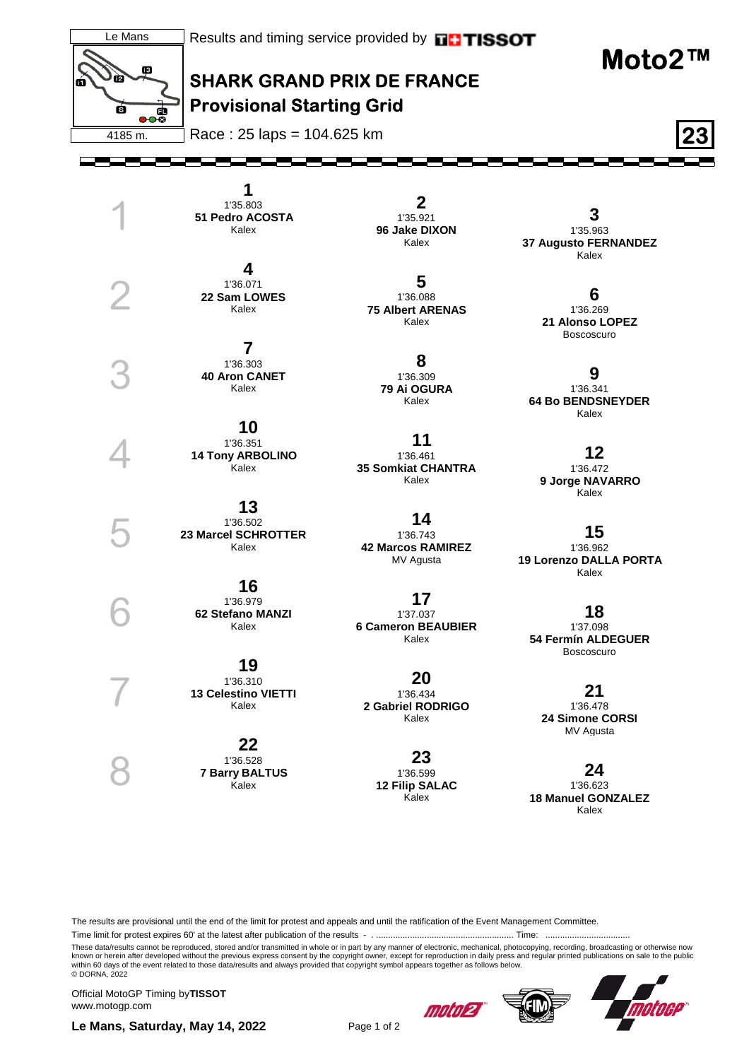Le Mans

4185 m.

Results and timing service provided by TISSOT

# Moto2™

## SHARK GRAND PRIX DE FRANCE

## Provisional Starting Grid

Race : 25 laps = 104.625 km

23

| Row | Position | Time | Rider | Team |
|---|---|---|---|---|
| 1 | 1 | 1'35.803 | 51 Pedro ACOSTA | Kalex |
| 1 | 2 | 1'35.921 | 96 Jake DIXON | Kalex |
| 1 | 3 | 1'35.963 | 37 Augusto FERNANDEZ | Kalex |
| 2 | 4 | 1'36.071 | 22 Sam LOWES | Kalex |
| 2 | 5 | 1'36.088 | 75 Albert ARENAS | Kalex |
| 2 | 6 | 1'36.269 | 21 Alonso LOPEZ | Boscoscuro |
| 3 | 7 | 1'36.303 | 40 Aron CANET | Kalex |
| 3 | 8 | 1'36.309 | 79 Ai OGURA | Kalex |
| 3 | 9 | 1'36.341 | 64 Bo BENDSNEYDER | Kalex |
| 4 | 10 | 1'36.351 | 14 Tony ARBOLINO | Kalex |
| 4 | 11 | 1'36.461 | 35 Somkiat CHANTRA | Kalex |
| 4 | 12 | 1'36.472 | 9 Jorge NAVARRO | Kalex |
| 5 | 13 | 1'36.502 | 23 Marcel SCHROTTER | Kalex |
| 5 | 14 | 1'36.743 | 42 Marcos RAMIREZ | MV Agusta |
| 5 | 15 | 1'36.962 | 19 Lorenzo DALLA PORTA | Kalex |
| 6 | 16 | 1'36.979 | 62 Stefano MANZI | Kalex |
| 6 | 17 | 1'37.037 | 6 Cameron BEAUBIER | Kalex |
| 6 | 18 | 1'37.098 | 54 Fermín ALDEGUER | Boscoscuro |
| 7 | 19 | 1'36.310 | 13 Celestino VIETTI | Kalex |
| 7 | 20 | 1'36.434 | 2 Gabriel RODRIGO | Kalex |
| 7 | 21 | 1'36.478 | 24 Simone CORSI | MV Agusta |
| 8 | 22 | 1'36.528 | 7 Barry BALTUS | Kalex |
| 8 | 23 | 1'36.599 | 12 Filip SALAC | Kalex |
| 8 | 24 | 1'36.623 | 18 Manuel GONZALEZ | Kalex |

The results are provisional until the end of the limit for protest and appeals and until the ratification of the Event Management Committee.

Time limit for protest expires 60' at the latest after publication of the results - . ........................................................ Time: ...................................

These data/results cannot be reproduced, stored and/or transmitted in whole or in part by any manner of electronic, mechanical, photocopying, recording, broadcasting or otherwise now known or herein after developed without the previous express consent by the copyright owner, except for reproduction in daily press and regular printed publications on sale to the public within 60 days of the event related to those data/results and always provided that copyright symbol appears together as follows below.
© DORNA, 2022

Official MotoGP Timing by **TISSOT**
www.motogp.com

**Le Mans, Saturday, May 14, 2022**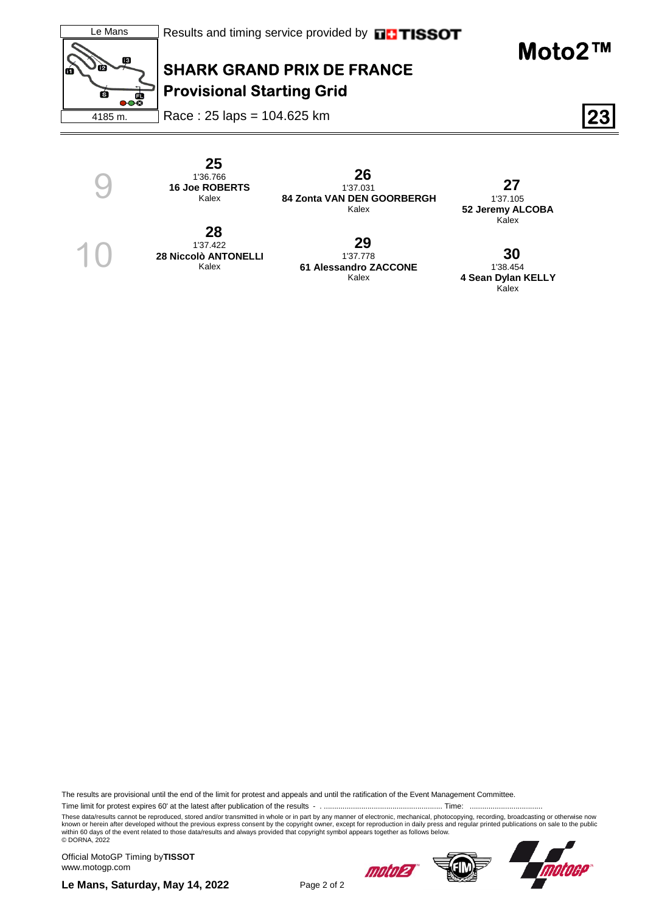# SHARK GRAND PRIX DE FRANCE

## Provisional Starting Grid

Le Mans

4185 m.

Results and timing service provided by TISSOT

**Moto2™**

Race : 25 laps = 104.625 km

**23**

| Row | | | |
|---|---|---|---|
| 9 | **25**<br>1'36.766<br>**16 Joe ROBERTS**<br>Kalex | **26**<br>1'37.031<br>**84 Zonta VAN DEN GOORBERGH**<br>Kalex | **27**<br>1'37.105<br>**52 Jeremy ALCOBA**<br>Kalex |
| 10 | **28**<br>1'37.422<br>**28 Niccolò ANTONELLI**<br>Kalex | **29**<br>1'37.778<br>**61 Alessandro ZACCONE**<br>Kalex | **30**<br>1'38.454<br>**4 Sean Dylan KELLY**<br>Kalex |

The results are provisional until the end of the limit for protest and appeals and until the ratification of the Event Management Committee.

Time limit for protest expires 60' at the latest after publication of the results - . ......................................................... Time: ...................................

These data/results cannot be reproduced, stored and/or transmitted in whole or in part by any manner of electronic, mechanical, photocopying, recording, broadcasting or otherwise now known or herein after developed without the previous express consent by the copyright owner, except for reproduction in daily press and regular printed publications on sale to the public within 60 days of the event related to those data/results and always provided that copyright symbol appears together as follows below.
© DORNA, 2022

Official MotoGP Timing by **TISSOT**
www.motogp.com

**Le Mans, Saturday, May 14, 2022**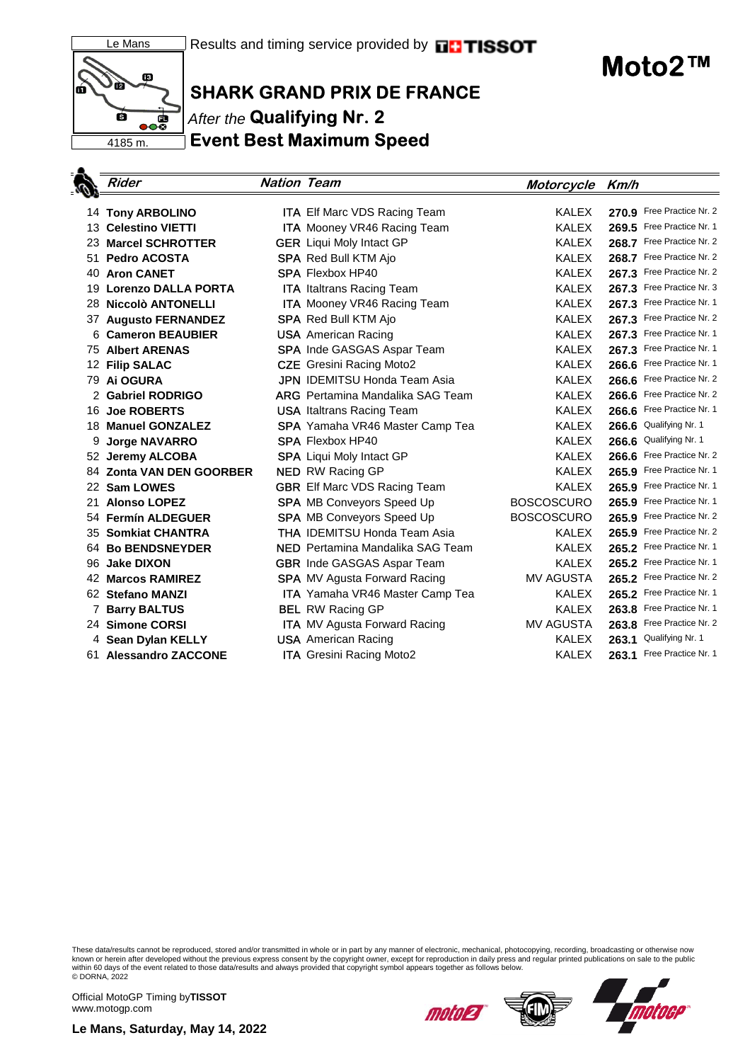Le Mans

4185 m.

Results and timing service provided by TISSOT

# Moto2™

## SHARK GRAND PRIX DE FRANCE

*After the* **Qualifying Nr. 2**

**Event Best Maximum Speed**

| | Rider | Nation | Team | Motorcycle | Km/h | |
|---|---|---|---|---|---|---|
| 14 | **Tony ARBOLINO** | **ITA** | Elf Marc VDS Racing Team | KALEX | **270.9** | Free Practice Nr. 2 |
| 13 | **Celestino VIETTI** | **ITA** | Mooney VR46 Racing Team | KALEX | **269.5** | Free Practice Nr. 1 |
| 23 | **Marcel SCHROTTER** | **GER** | Liqui Moly Intact GP | KALEX | **268.7** | Free Practice Nr. 2 |
| 51 | **Pedro ACOSTA** | **SPA** | Red Bull KTM Ajo | KALEX | **268.7** | Free Practice Nr. 2 |
| 40 | **Aron CANET** | **SPA** | Flexbox HP40 | KALEX | **267.3** | Free Practice Nr. 2 |
| 19 | **Lorenzo DALLA PORTA** | **ITA** | Italtrans Racing Team | KALEX | **267.3** | Free Practice Nr. 3 |
| 28 | **Niccolò ANTONELLI** | **ITA** | Mooney VR46 Racing Team | KALEX | **267.3** | Free Practice Nr. 1 |
| 37 | **Augusto FERNANDEZ** | **SPA** | Red Bull KTM Ajo | KALEX | **267.3** | Free Practice Nr. 2 |
| 6 | **Cameron BEAUBIER** | **USA** | American Racing | KALEX | **267.3** | Free Practice Nr. 1 |
| 75 | **Albert ARENAS** | **SPA** | Inde GASGAS Aspar Team | KALEX | **267.3** | Free Practice Nr. 1 |
| 12 | **Filip SALAC** | **CZE** | Gresini Racing Moto2 | KALEX | **266.6** | Free Practice Nr. 1 |
| 79 | **Ai OGURA** | **JPN** | IDEMITSU Honda Team Asia | KALEX | **266.6** | Free Practice Nr. 2 |
| 2 | **Gabriel RODRIGO** | **ARG** | Pertamina Mandalika SAG Team | KALEX | **266.6** | Free Practice Nr. 2 |
| 16 | **Joe ROBERTS** | **USA** | Italtrans Racing Team | KALEX | **266.6** | Free Practice Nr. 1 |
| 18 | **Manuel GONZALEZ** | **SPA** | Yamaha VR46 Master Camp Tea | KALEX | **266.6** | Qualifying Nr. 1 |
| 9 | **Jorge NAVARRO** | **SPA** | Flexbox HP40 | KALEX | **266.6** | Qualifying Nr. 1 |
| 52 | **Jeremy ALCOBA** | **SPA** | Liqui Moly Intact GP | KALEX | **266.6** | Free Practice Nr. 2 |
| 84 | **Zonta VAN DEN GOORBER** | **NED** | RW Racing GP | KALEX | **265.9** | Free Practice Nr. 1 |
| 22 | **Sam LOWES** | **GBR** | Elf Marc VDS Racing Team | KALEX | **265.9** | Free Practice Nr. 1 |
| 21 | **Alonso LOPEZ** | **SPA** | MB Conveyors Speed Up | BOSCOSCURO | **265.9** | Free Practice Nr. 1 |
| 54 | **Fermín ALDEGUER** | **SPA** | MB Conveyors Speed Up | BOSCOSCURO | **265.9** | Free Practice Nr. 2 |
| 35 | **Somkiat CHANTRA** | **THA** | IDEMITSU Honda Team Asia | KALEX | **265.9** | Free Practice Nr. 2 |
| 64 | **Bo BENDSNEYDER** | **NED** | Pertamina Mandalika SAG Team | KALEX | **265.2** | Free Practice Nr. 1 |
| 96 | **Jake DIXON** | **GBR** | Inde GASGAS Aspar Team | KALEX | **265.2** | Free Practice Nr. 1 |
| 42 | **Marcos RAMIREZ** | **SPA** | MV Agusta Forward Racing | MV AGUSTA | **265.2** | Free Practice Nr. 2 |
| 62 | **Stefano MANZI** | **ITA** | Yamaha VR46 Master Camp Tea | KALEX | **265.2** | Free Practice Nr. 1 |
| 7 | **Barry BALTUS** | **BEL** | RW Racing GP | KALEX | **263.8** | Free Practice Nr. 1 |
| 24 | **Simone CORSI** | **ITA** | MV Agusta Forward Racing | MV AGUSTA | **263.8** | Free Practice Nr. 2 |
| 4 | **Sean Dylan KELLY** | **USA** | American Racing | KALEX | **263.1** | Qualifying Nr. 1 |
| 61 | **Alessandro ZACCONE** | **ITA** | Gresini Racing Moto2 | KALEX | **263.1** | Free Practice Nr. 1 |

These data/results cannot be reproduced, stored and/or transmitted in whole or in part by any manner of electronic, mechanical, photocopying, recording, broadcasting or otherwise now known or herein after developed without the previous express consent by the copyright owner, except for reproduction in daily press and regular printed publications on sale to the public within 60 days of the event related to those data/results and always provided that copyright symbol appears together as follows below.
© DORNA, 2022

Official MotoGP Timing by **TISSOT**
www.motogp.com

**Le Mans, Saturday, May 14, 2022**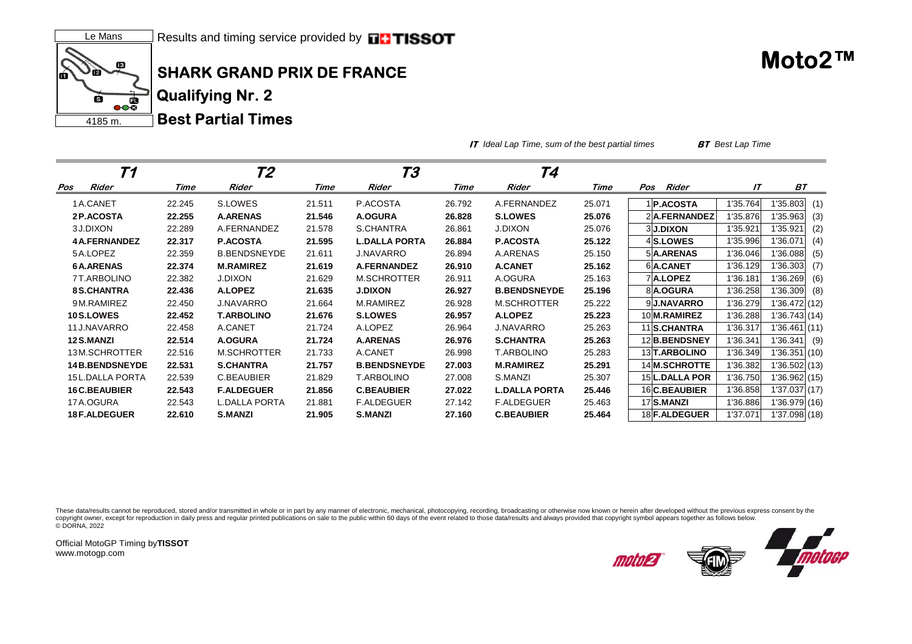Le Mans

4185 m.

Results and timing service provided by TISSOT

# Moto2™

## SHARK GRAND PRIX DE FRANCE

### Qualifying Nr. 2

### Best Partial Times

*IT* Ideal Lap Time, sum of the best partial times  *BT* Best Lap Time

| Pos | T1 Rider | Time | T2 Rider | Time | T3 Rider | Time | T4 Rider | Time | Pos | Rider | IT | BT | |
|---|---|---|---|---|---|---|---|---|---|---|---|---|---|
| 1 | A.CANET | 22.245 | S.LOWES | 21.511 | P.ACOSTA | 26.792 | A.FERNANDEZ | 25.071 | 1 | **P.ACOSTA** | 1'35.764 | 1'35.803 | (1) |
| 2 | **P.ACOSTA** | **22.255** | **A.ARENAS** | **21.546** | **A.OGURA** | **26.828** | **S.LOWES** | **25.076** | 2 | **A.FERNANDEZ** | 1'35.876 | 1'35.963 | (3) |
| 3 | J.DIXON | 22.289 | A.FERNANDEZ | 21.578 | S.CHANTRA | 26.861 | J.DIXON | 25.076 | 3 | **J.DIXON** | 1'35.921 | 1'35.921 | (2) |
| 4 | **A.FERNANDEZ** | **22.317** | **P.ACOSTA** | **21.595** | **L.DALLA PORTA** | **26.884** | **P.ACOSTA** | **25.122** | 4 | **S.LOWES** | 1'35.996 | 1'36.071 | (4) |
| 5 | A.LOPEZ | 22.359 | B.BENDSNEYDE | 21.611 | J.NAVARRO | 26.894 | A.ARENAS | 25.150 | 5 | **A.ARENAS** | 1'36.046 | 1'36.088 | (5) |
| 6 | **A.ARENAS** | **22.374** | **M.RAMIREZ** | **21.619** | **A.FERNANDEZ** | **26.910** | **A.CANET** | **25.162** | 6 | **A.CANET** | 1'36.129 | 1'36.303 | (7) |
| 7 | T.ARBOLINO | 22.382 | J.DIXON | 21.629 | M.SCHROTTER | 26.911 | A.OGURA | 25.163 | 7 | **A.LOPEZ** | 1'36.181 | 1'36.269 | (6) |
| 8 | **S.CHANTRA** | **22.436** | **A.LOPEZ** | **21.635** | **J.DIXON** | **26.927** | **B.BENDSNEYDE** | **25.196** | 8 | **A.OGURA** | 1'36.258 | 1'36.309 | (8) |
| 9 | M.RAMIREZ | 22.450 | J.NAVARRO | 21.664 | M.RAMIREZ | 26.928 | M.SCHROTTER | 25.222 | 9 | **J.NAVARRO** | 1'36.279 | 1'36.472 | (12) |
| 10 | **S.LOWES** | **22.452** | **T.ARBOLINO** | **21.676** | **S.LOWES** | **26.957** | **A.LOPEZ** | **25.223** | 10 | **M.RAMIREZ** | 1'36.288 | 1'36.743 | (14) |
| 11 | J.NAVARRO | 22.458 | A.CANET | 21.724 | A.LOPEZ | 26.964 | J.NAVARRO | 25.263 | 11 | **S.CHANTRA** | 1'36.317 | 1'36.461 | (11) |
| 12 | **S.MANZI** | **22.514** | **A.OGURA** | **21.724** | **A.ARENAS** | **26.976** | **S.CHANTRA** | **25.263** | 12 | **B.BENDSNEY** | 1'36.341 | 1'36.341 | (9) |
| 13 | M.SCHROTTER | 22.516 | M.SCHROTTER | 21.733 | A.CANET | 26.998 | T.ARBOLINO | 25.283 | 13 | **T.ARBOLINO** | 1'36.349 | 1'36.351 | (10) |
| 14 | **B.BENDSNEYDE** | **22.531** | **S.CHANTRA** | **21.757** | **B.BENDSNEYDE** | **27.003** | **M.RAMIREZ** | **25.291** | 14 | **M.SCHROTTE** | 1'36.382 | 1'36.502 | (13) |
| 15 | L.DALLA PORTA | 22.539 | C.BEAUBIER | 21.829 | T.ARBOLINO | 27.008 | S.MANZI | 25.307 | 15 | **L.DALLA POR** | 1'36.750 | 1'36.962 | (15) |
| 16 | **C.BEAUBIER** | **22.543** | **F.ALDEGUER** | **21.856** | **C.BEAUBIER** | **27.022** | **L.DALLA PORTA** | **25.446** | 16 | **C.BEAUBIER** | 1'36.858 | 1'37.037 | (17) |
| 17 | A.OGURA | 22.543 | L.DALLA PORTA | 21.881 | F.ALDEGUER | 27.142 | F.ALDEGUER | 25.463 | 17 | **S.MANZI** | 1'36.886 | 1'36.979 | (16) |
| 18 | **F.ALDEGUER** | **22.610** | **S.MANZI** | **21.905** | **S.MANZI** | **27.160** | **C.BEAUBIER** | **25.464** | 18 | **F.ALDEGUER** | 1'37.071 | 1'37.098 | (18) |

These data/results cannot be reproduced, stored and/or transmitted in whole or in part by any manner of electronic, mechanical, photocopying, recording, broadcasting or otherwise now known or herein after developed without the previous express consent by the copyright owner, except for reproduction in daily press and regular printed publications on sale to the public within 60 days of the event related to those data/results and always provided that copyright symbol appears together as follows below.
© DORNA, 2022

Official MotoGP Timing by **TISSOT**
www.motogp.com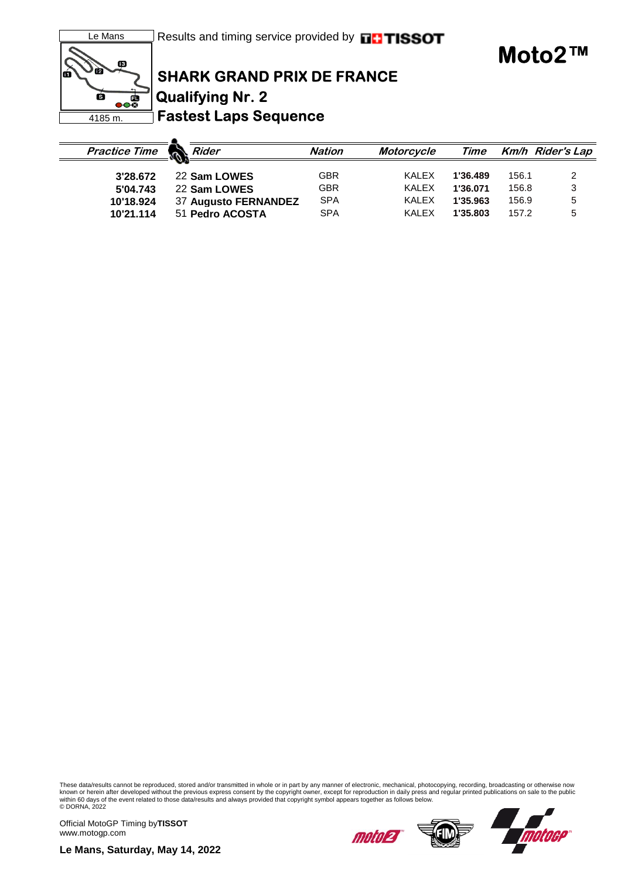Le Mans

Results and timing service provided by TISSOT

# Moto2™

## SHARK GRAND PRIX DE FRANCE

### Qualifying Nr. 2

### Fastest Laps Sequence

4185 m.

| Practice Time | Rider | Nation | Motorcycle | Time | Km/h | Rider's Lap |
|---|---|---|---|---|---|---|
| 3'28.672 | 22 **Sam LOWES** | GBR | KALEX | **1'36.489** | 156.1 | 2 |
| 5'04.743 | 22 **Sam LOWES** | GBR | KALEX | **1'36.071** | 156.8 | 3 |
| 10'18.924 | 37 **Augusto FERNANDEZ** | SPA | KALEX | **1'35.963** | 156.9 | 5 |
| 10'21.114 | 51 **Pedro ACOSTA** | SPA | KALEX | **1'35.803** | 157.2 | 5 |

These data/results cannot be reproduced, stored and/or transmitted in whole or in part by any manner of electronic, mechanical, photocopying, recording, broadcasting or otherwise now known or herein after developed without the previous express consent by the copyright owner, except for reproduction in daily press and regular printed publications on sale to the public within 60 days of the event related to those data/results and always provided that copyright symbol appears together as follows below.
© DORNA, 2022

Official MotoGP Timing by **TISSOT**
www.motogp.com

**Le Mans, Saturday, May 14, 2022**